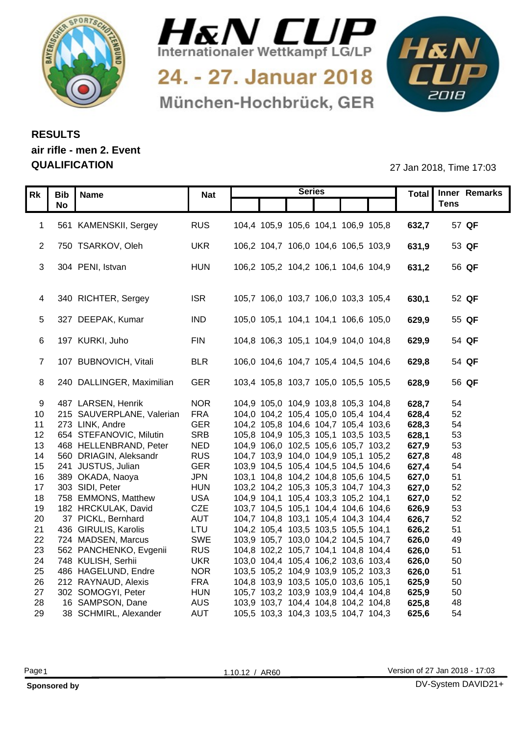# H&N CUP

Internationaler Wettkampf LG/LP

24. - 27. Januar 2018

München-Hochbrück, GER

## RESULTS
## air rifle - men 2. Event
## QUALIFICATION

27 Jan 2018, Time 17:03

| Rk | Bib No | Name | Nat | Series | | | | | | Total | Inner Tens | Remarks |
|---|---|---|---|---|---|---|---|---|---|---|---|---|
| 1 | 561 | KAMENSKII, Sergey | RUS | 104,4 | 105,9 | 105,6 | 104,1 | 106,9 | 105,8 | **632,7** | 57 | **QF** |
| 2 | 750 | TSARKOV, Oleh | UKR | 106,2 | 104,7 | 106,0 | 104,6 | 106,5 | 103,9 | **631,9** | 53 | **QF** |
| 3 | 304 | PENI, Istvan | HUN | 106,2 | 105,2 | 104,2 | 106,1 | 104,6 | 104,9 | **631,2** | 56 | **QF** |
| 4 | 340 | RICHTER, Sergey | ISR | 105,7 | 106,0 | 103,7 | 106,0 | 103,3 | 105,4 | **630,1** | 52 | **QF** |
| 5 | 327 | DEEPAK, Kumar | IND | 105,0 | 105,1 | 104,1 | 104,1 | 106,6 | 105,0 | **629,9** | 55 | **QF** |
| 6 | 197 | KURKI, Juho | FIN | 104,8 | 106,3 | 105,1 | 104,9 | 104,0 | 104,8 | **629,9** | 54 | **QF** |
| 7 | 107 | BUBNOVICH, Vitali | BLR | 106,0 | 104,6 | 104,7 | 105,4 | 104,5 | 104,6 | **629,8** | 54 | **QF** |
| 8 | 240 | DALLINGER, Maximilian | GER | 103,4 | 105,8 | 103,7 | 105,0 | 105,5 | 105,5 | **628,9** | 56 | **QF** |
| 9 | 487 | LARSEN, Henrik | NOR | 104,9 | 105,0 | 104,9 | 103,8 | 105,3 | 104,8 | **628,7** | 54 | |
| 10 | 215 | SAUVERPLANE, Valerian | FRA | 104,0 | 104,2 | 105,4 | 105,0 | 105,4 | 104,4 | **628,4** | 52 | |
| 11 | 273 | LINK, Andre | GER | 104,2 | 105,8 | 104,6 | 104,7 | 105,4 | 103,6 | **628,3** | 54 | |
| 12 | 654 | STEFANOVIC, Milutin | SRB | 105,8 | 104,9 | 105,3 | 105,1 | 103,5 | 103,5 | **628,1** | 53 | |
| 13 | 468 | HELLENBRAND, Peter | NED | 104,9 | 106,0 | 102,5 | 105,6 | 105,7 | 103,2 | **627,9** | 53 | |
| 14 | 560 | DRIAGIN, Aleksandr | RUS | 104,7 | 103,9 | 104,0 | 104,9 | 105,1 | 105,2 | **627,8** | 48 | |
| 15 | 241 | JUSTUS, Julian | GER | 103,9 | 104,5 | 105,4 | 104,5 | 104,5 | 104,6 | **627,4** | 54 | |
| 16 | 389 | OKADA, Naoya | JPN | 103,1 | 104,8 | 104,2 | 104,8 | 105,6 | 104,5 | **627,0** | 51 | |
| 17 | 303 | SIDI, Peter | HUN | 103,2 | 104,2 | 105,3 | 105,3 | 104,7 | 104,3 | **627,0** | 52 | |
| 18 | 758 | EMMONS, Matthew | USA | 104,9 | 104,1 | 105,4 | 103,3 | 105,2 | 104,1 | **627,0** | 52 | |
| 19 | 182 | HRCKULAK, David | CZE | 103,7 | 104,5 | 105,1 | 104,4 | 104,6 | 104,6 | **626,9** | 53 | |
| 20 | 37 | PICKL, Bernhard | AUT | 104,7 | 104,8 | 103,1 | 105,4 | 104,3 | 104,4 | **626,7** | 52 | |
| 21 | 436 | GIRULIS, Karolis | LTU | 104,2 | 105,4 | 103,5 | 103,5 | 105,5 | 104,1 | **626,2** | 51 | |
| 22 | 724 | MADSEN, Marcus | SWE | 103,9 | 105,7 | 103,0 | 104,2 | 104,5 | 104,7 | **626,0** | 49 | |
| 23 | 562 | PANCHENKO, Evgenii | RUS | 104,8 | 102,2 | 105,7 | 104,1 | 104,8 | 104,4 | **626,0** | 51 | |
| 24 | 748 | KULISH, Serhii | UKR | 103,0 | 104,4 | 105,4 | 106,2 | 103,6 | 103,4 | **626,0** | 50 | |
| 25 | 486 | HAGELUND, Endre | NOR | 103,5 | 105,2 | 104,9 | 103,9 | 105,2 | 103,3 | **626,0** | 51 | |
| 26 | 212 | RAYNAUD, Alexis | FRA | 104,8 | 103,9 | 103,5 | 105,0 | 103,6 | 105,1 | **625,9** | 50 | |
| 27 | 302 | SOMOGYI, Peter | HUN | 105,7 | 103,2 | 103,9 | 103,9 | 104,4 | 104,8 | **625,9** | 50 | |
| 28 | 16 | SAMPSON, Dane | AUS | 103,9 | 103,7 | 104,4 | 104,8 | 104,2 | 104,8 | **625,8** | 48 | |
| 29 | 38 | SCHMIRL, Alexander | AUT | 105,5 | 103,3 | 104,3 | 103,5 | 104,7 | 104,3 | **625,6** | 54 | |

1.10.12 / AR60

Version of 27 Jan 2018 - 17:03

**Sponsored by**

DV-System DAVID21+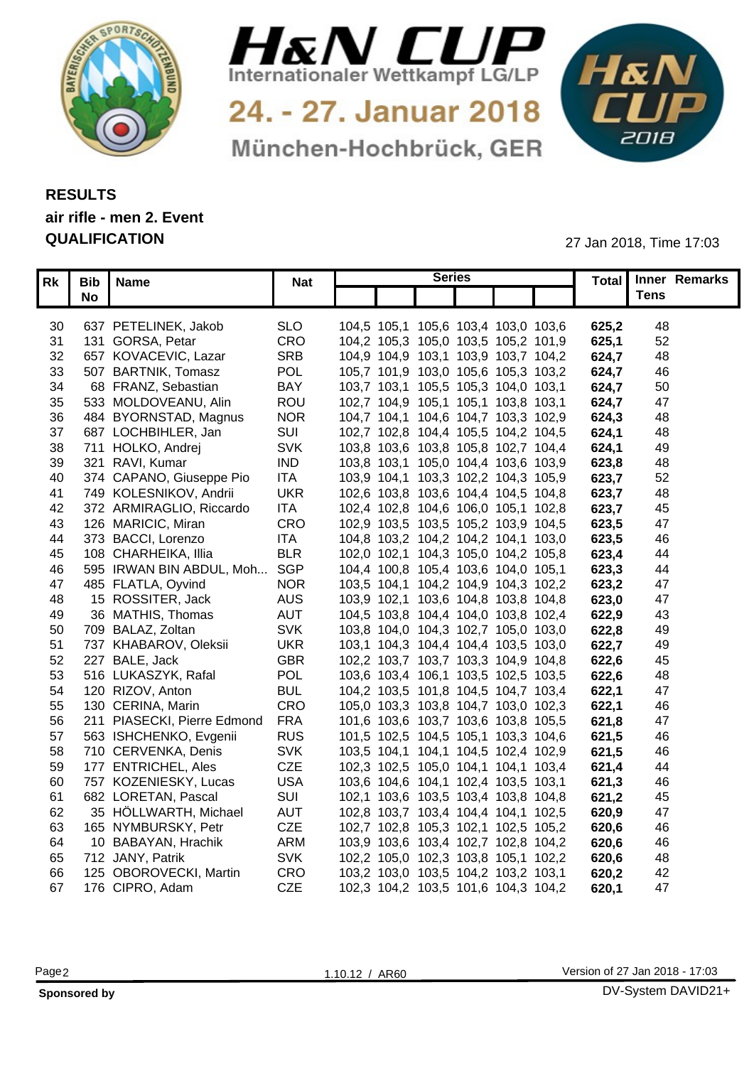# H&N CUP

Internationaler Wettkampf LG/LP

24. - 27. Januar 2018

München-Hochbrück, GER

## RESULTS
## air rifle - men 2. Event
## QUALIFICATION

27 Jan 2018, Time 17:03

| Rk | Bib No | Name | Nat | Series | | | | | | Total | Inner Tens | Remarks |
|---|---|---|---|---|---|---|---|---|---|---|---|---|
| 30 | 637 | PETELINEK, Jakob | SLO | 104,5 | 105,1 | 105,6 | 103,4 | 103,0 | 103,6 | **625,2** | 48 | |
| 31 | 131 | GORSA, Petar | CRO | 104,2 | 105,3 | 105,0 | 103,5 | 105,2 | 101,9 | **625,1** | 52 | |
| 32 | 657 | KOVACEVIC, Lazar | SRB | 104,9 | 104,9 | 103,1 | 103,9 | 103,7 | 104,2 | **624,7** | 48 | |
| 33 | 507 | BARTNIK, Tomasz | POL | 105,7 | 101,9 | 103,0 | 105,6 | 105,3 | 103,2 | **624,7** | 46 | |
| 34 | 68 | FRANZ, Sebastian | BAY | 103,7 | 103,1 | 105,5 | 105,3 | 104,0 | 103,1 | **624,7** | 50 | |
| 35 | 533 | MOLDOVEANU, Alin | ROU | 102,7 | 104,9 | 105,1 | 105,1 | 103,8 | 103,1 | **624,7** | 47 | |
| 36 | 484 | BYORNSTAD, Magnus | NOR | 104,7 | 104,1 | 104,6 | 104,7 | 103,3 | 102,9 | **624,3** | 48 | |
| 37 | 687 | LOCHBIHLER, Jan | SUI | 102,7 | 102,8 | 104,4 | 105,5 | 104,2 | 104,5 | **624,1** | 48 | |
| 38 | 711 | HOLKO, Andrej | SVK | 103,8 | 103,6 | 103,8 | 105,8 | 102,7 | 104,4 | **624,1** | 49 | |
| 39 | 321 | RAVI, Kumar | IND | 103,8 | 103,1 | 105,0 | 104,4 | 103,6 | 103,9 | **623,8** | 48 | |
| 40 | 374 | CAPANO, Giuseppe Pio | ITA | 103,9 | 104,1 | 103,3 | 102,2 | 104,3 | 105,9 | **623,7** | 52 | |
| 41 | 749 | KOLESNIKOV, Andrii | UKR | 102,6 | 103,8 | 103,6 | 104,4 | 104,5 | 104,8 | **623,7** | 48 | |
| 42 | 372 | ARMIRAGLIO, Riccardo | ITA | 102,4 | 102,8 | 104,6 | 106,0 | 105,1 | 102,8 | **623,7** | 45 | |
| 43 | 126 | MARICIC, Miran | CRO | 102,9 | 103,5 | 103,5 | 105,2 | 103,9 | 104,5 | **623,5** | 47 | |
| 44 | 373 | BACCI, Lorenzo | ITA | 104,8 | 103,2 | 104,2 | 104,2 | 104,1 | 103,0 | **623,5** | 46 | |
| 45 | 108 | CHARHEIKA, Illia | BLR | 102,0 | 102,1 | 104,3 | 105,0 | 104,2 | 105,8 | **623,4** | 44 | |
| 46 | 595 | IRWAN BIN ABDUL, Moh... | SGP | 104,4 | 100,8 | 105,4 | 103,6 | 104,0 | 105,1 | **623,3** | 44 | |
| 47 | 485 | FLATLA, Oyvind | NOR | 103,5 | 104,1 | 104,2 | 104,9 | 104,3 | 102,2 | **623,2** | 47 | |
| 48 | 15 | ROSSITER, Jack | AUS | 103,9 | 102,1 | 103,6 | 104,8 | 103,8 | 104,8 | **623,0** | 47 | |
| 49 | 36 | MATHIS, Thomas | AUT | 104,5 | 103,8 | 104,4 | 104,0 | 103,8 | 102,4 | **622,9** | 43 | |
| 50 | 709 | BALAZ, Zoltan | SVK | 103,8 | 104,0 | 104,3 | 102,7 | 105,0 | 103,0 | **622,8** | 49 | |
| 51 | 737 | KHABAROV, Oleksii | UKR | 103,1 | 104,3 | 104,4 | 104,4 | 103,5 | 103,0 | **622,7** | 49 | |
| 52 | 227 | BALE, Jack | GBR | 102,2 | 103,7 | 103,7 | 103,3 | 104,9 | 104,8 | **622,6** | 45 | |
| 53 | 516 | LUKASZYK, Rafal | POL | 103,6 | 103,4 | 106,1 | 103,5 | 102,5 | 103,5 | **622,6** | 48 | |
| 54 | 120 | RIZOV, Anton | BUL | 104,2 | 103,5 | 101,8 | 104,5 | 104,7 | 103,4 | **622,1** | 47 | |
| 55 | 130 | CERINA, Marin | CRO | 105,0 | 103,3 | 103,8 | 104,7 | 103,0 | 102,3 | **622,1** | 46 | |
| 56 | 211 | PIASECKI, Pierre Edmond | FRA | 101,6 | 103,6 | 103,7 | 103,6 | 103,8 | 105,5 | **621,8** | 47 | |
| 57 | 563 | ISHCHENKO, Evgenii | RUS | 101,5 | 102,5 | 104,5 | 105,1 | 103,3 | 104,6 | **621,5** | 46 | |
| 58 | 710 | CERVENKA, Denis | SVK | 103,5 | 104,1 | 104,1 | 104,5 | 102,4 | 102,9 | **621,5** | 46 | |
| 59 | 177 | ENTRICHEL, Ales | CZE | 102,3 | 102,5 | 105,0 | 104,1 | 104,1 | 103,4 | **621,4** | 44 | |
| 60 | 757 | KOZENIESKY, Lucas | USA | 103,6 | 104,6 | 104,1 | 102,4 | 103,5 | 103,1 | **621,3** | 46 | |
| 61 | 682 | LORETAN, Pascal | SUI | 102,1 | 103,6 | 103,5 | 103,4 | 103,8 | 104,8 | **621,2** | 45 | |
| 62 | 35 | HÖLLWARTH, Michael | AUT | 102,8 | 103,7 | 103,4 | 104,4 | 104,1 | 102,5 | **620,9** | 47 | |
| 63 | 165 | NYMBURSKY, Petr | CZE | 102,7 | 102,8 | 105,3 | 102,1 | 102,5 | 105,2 | **620,6** | 46 | |
| 64 | 10 | BABAYAN, Hrachik | ARM | 103,9 | 103,6 | 103,4 | 102,7 | 102,8 | 104,2 | **620,6** | 46 | |
| 65 | 712 | JANY, Patrik | SVK | 102,2 | 105,0 | 102,3 | 103,8 | 105,1 | 102,2 | **620,6** | 48 | |
| 66 | 125 | OBOROVECKI, Martin | CRO | 103,2 | 103,0 | 103,5 | 104,2 | 103,2 | 103,1 | **620,2** | 42 | |
| 67 | 176 | CIPRO, Adam | CZE | 102,3 | 104,2 | 103,5 | 101,6 | 104,3 | 104,2 | **620,1** | 47 | |

1.10.12 / AR60

Version of 27 Jan 2018 - 17:03

**Sponsored by**

DV-System DAVID21+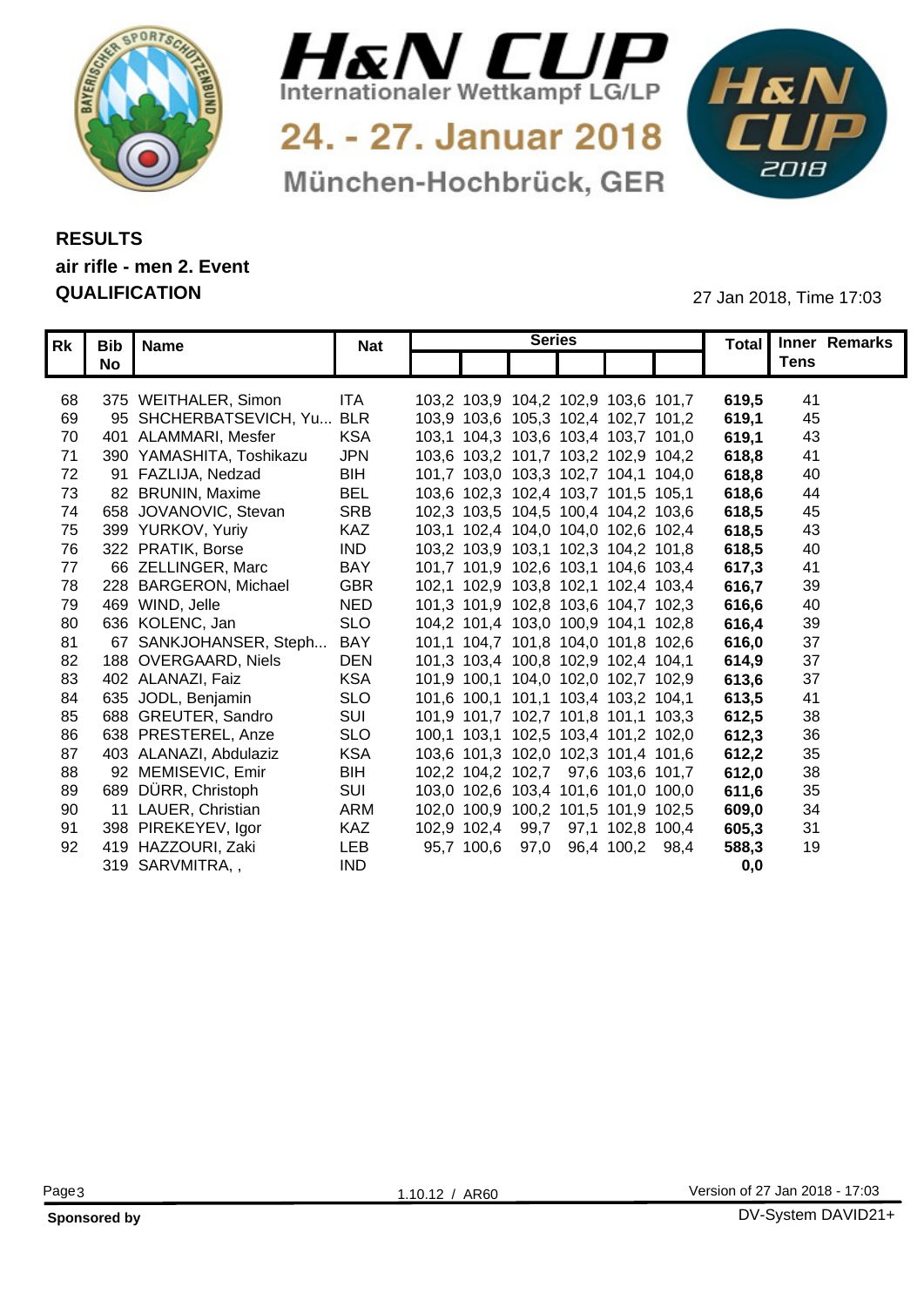# H&N CUP

Internationaler Wettkampf LG/LP

24. - 27. Januar 2018

München-Hochbrück, GER

**RESULTS**
**air rifle - men 2. Event**
**QUALIFICATION**

27 Jan 2018, Time 17:03

| Rk | Bib No | Name | Nat | Series | | | | | | Total | Inner Tens | Remarks |
|---|---|---|---|---|---|---|---|---|---|---|---|---|
| 68 | 375 | WEITHALER, Simon | ITA | 103,2 | 103,9 | 104,2 | 102,9 | 103,6 | 101,7 | **619,5** | 41 | |
| 69 | 95 | SHCHERBATSEVICH, Yu... | BLR | 103,9 | 103,6 | 105,3 | 102,4 | 102,7 | 101,2 | **619,1** | 45 | |
| 70 | 401 | ALAMMARI, Mesfer | KSA | 103,1 | 104,3 | 103,6 | 103,4 | 103,7 | 101,0 | **619,1** | 43 | |
| 71 | 390 | YAMASHITA, Toshikazu | JPN | 103,6 | 103,2 | 101,7 | 103,2 | 102,9 | 104,2 | **618,8** | 41 | |
| 72 | 91 | FAZLIJA, Nedzad | BIH | 101,7 | 103,0 | 103,3 | 102,7 | 104,1 | 104,0 | **618,8** | 40 | |
| 73 | 82 | BRUNIN, Maxime | BEL | 103,6 | 102,3 | 102,4 | 103,7 | 101,5 | 105,1 | **618,6** | 44 | |
| 74 | 658 | JOVANOVIC, Stevan | SRB | 102,3 | 103,5 | 104,5 | 100,4 | 104,2 | 103,6 | **618,5** | 45 | |
| 75 | 399 | YURKOV, Yuriy | KAZ | 103,1 | 102,4 | 104,0 | 104,0 | 102,6 | 102,4 | **618,5** | 43 | |
| 76 | 322 | PRATIK, Borse | IND | 103,2 | 103,9 | 103,1 | 102,3 | 104,2 | 101,8 | **618,5** | 40 | |
| 77 | 66 | ZELLINGER, Marc | BAY | 101,7 | 101,9 | 102,6 | 103,1 | 104,6 | 103,4 | **617,3** | 41 | |
| 78 | 228 | BARGERON, Michael | GBR | 102,1 | 102,9 | 103,8 | 102,1 | 102,4 | 103,4 | **616,7** | 39 | |
| 79 | 469 | WIND, Jelle | NED | 101,3 | 101,9 | 102,8 | 103,6 | 104,7 | 102,3 | **616,6** | 40 | |
| 80 | 636 | KOLENC, Jan | SLO | 104,2 | 101,4 | 103,0 | 100,9 | 104,1 | 102,8 | **616,4** | 39 | |
| 81 | 67 | SANKJOHANSER, Steph... | BAY | 101,1 | 104,7 | 101,8 | 104,0 | 101,8 | 102,6 | **616,0** | 37 | |
| 82 | 188 | OVERGAARD, Niels | DEN | 101,3 | 103,4 | 100,8 | 102,9 | 102,4 | 104,1 | **614,9** | 37 | |
| 83 | 402 | ALANAZI, Faiz | KSA | 101,9 | 100,1 | 104,0 | 102,0 | 102,7 | 102,9 | **613,6** | 37 | |
| 84 | 635 | JODL, Benjamin | SLO | 101,6 | 100,1 | 101,1 | 103,4 | 103,2 | 104,1 | **613,5** | 41 | |
| 85 | 688 | GREUTER, Sandro | SUI | 101,9 | 101,7 | 102,7 | 101,8 | 101,1 | 103,3 | **612,5** | 38 | |
| 86 | 638 | PRESTEREL, Anze | SLO | 100,1 | 103,1 | 102,5 | 103,4 | 101,2 | 102,0 | **612,3** | 36 | |
| 87 | 403 | ALANAZI, Abdulaziz | KSA | 103,6 | 101,3 | 102,0 | 102,3 | 101,4 | 101,6 | **612,2** | 35 | |
| 88 | 92 | MEMISEVIC, Emir | BIH | 102,2 | 104,2 | 102,7 | 97,6 | 103,6 | 101,7 | **612,0** | 38 | |
| 89 | 689 | DÜRR, Christoph | SUI | 103,0 | 102,6 | 103,4 | 101,6 | 101,0 | 100,0 | **611,6** | 35 | |
| 90 | 11 | LAUER, Christian | ARM | 102,0 | 100,9 | 100,2 | 101,5 | 101,9 | 102,5 | **609,0** | 34 | |
| 91 | 398 | PIREKEYEV, Igor | KAZ | 102,9 | 102,4 | 99,7 | 97,1 | 102,8 | 100,4 | **605,3** | 31 | |
| 92 | 419 | HAZZOURI, Zaki | LEB | 95,7 | 100,6 | 97,0 | 96,4 | 100,2 | 98,4 | **588,3** | 19 | |
| | 319 | SARVMITRA, , | IND | | | | | | | **0,0** | | |

1.10.12 / AR60

Version of 27 Jan 2018 - 17:03

**Sponsored by**

DV-System DAVID21+